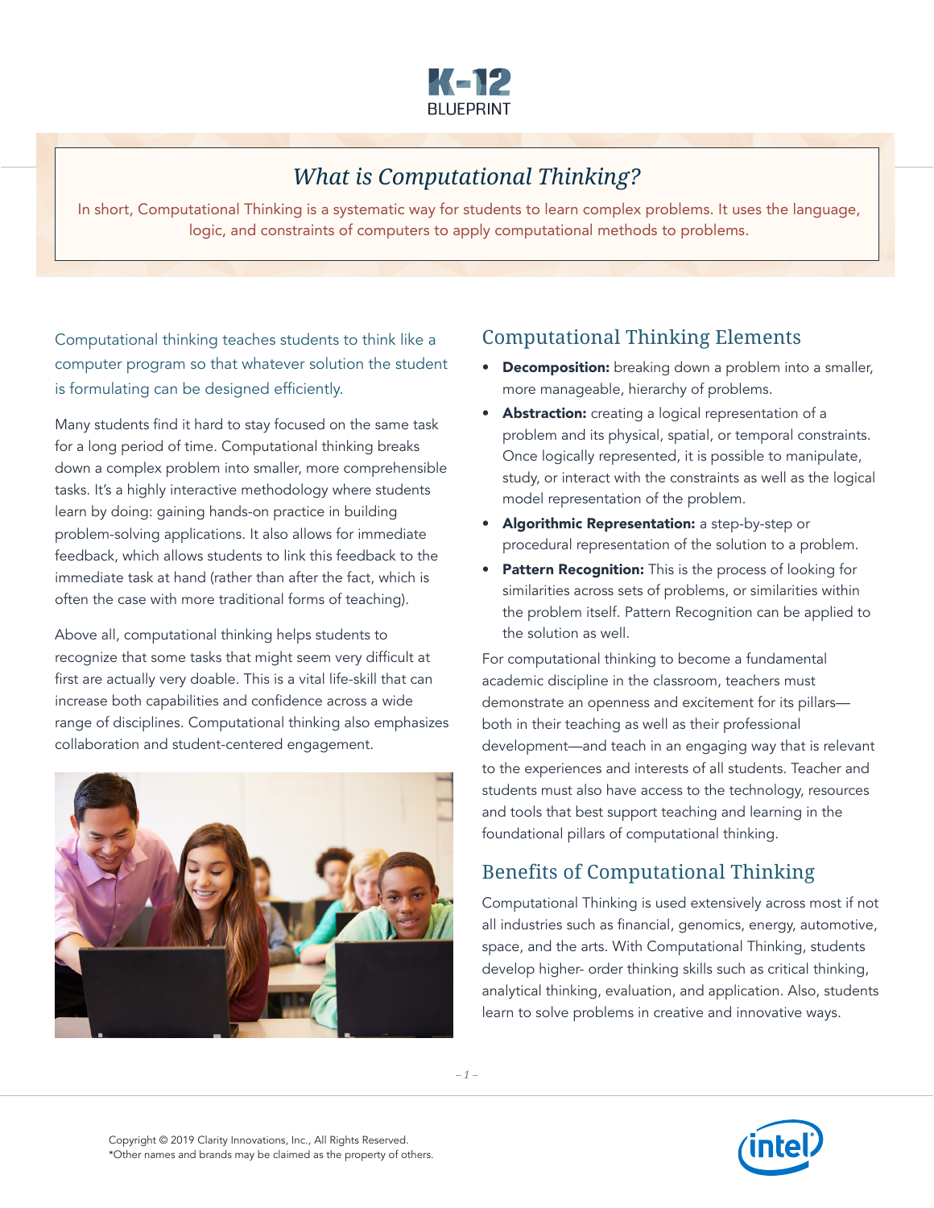# What is Computational Thinking?

In short, Computational Thinking is a systematic way for students to learn complex problems. It uses the language, logic, and constraints of computers to apply computational methods to problems.

Computational thinking teaches students to think like a computer program so that whatever solution the student is formulating can be designed efficiently.

Many students find it hard to stay focused on the same task for a long period of time. Computational thinking breaks down a complex problem into smaller, more comprehensible tasks. It's a highly interactive methodology where students learn by doing: gaining hands-on practice in building problem-solving applications. It also allows for immediate feedback, which allows students to link this feedback to the immediate task at hand (rather than after the fact, which is often the case with more traditional forms of teaching).

Above all, computational thinking helps students to recognize that some tasks that might seem very difficult at first are actually very doable. This is a vital life-skill that can increase both capabilities and confidence across a wide range of disciplines. Computational thinking also emphasizes collaboration and student-centered engagement.

## Computational Thinking Elements

- **Decomposition:** breaking down a problem into a smaller, more manageable, hierarchy of problems.
- **Abstraction:** creating a logical representation of a problem and its physical, spatial, or temporal constraints. Once logically represented, it is possible to manipulate, study, or interact with the constraints as well as the logical model representation of the problem.
- **Algorithmic Representation:** a step-by-step or procedural representation of the solution to a problem.
- **Pattern Recognition:** This is the process of looking for similarities across sets of problems, or similarities within the problem itself. Pattern Recognition can be applied to the solution as well.

For computational thinking to become a fundamental academic discipline in the classroom, teachers must demonstrate an openness and excitement for its pillars—both in their teaching as well as their professional development—and teach in an engaging way that is relevant to the experiences and interests of all students. Teacher and students must also have access to the technology, resources and tools that best support teaching and learning in the foundational pillars of computational thinking.

## Benefits of Computational Thinking

Computational Thinking is used extensively across most if not all industries such as financial, genomics, energy, automotive, space, and the arts. With Computational Thinking, students develop higher- order thinking skills such as critical thinking, analytical thinking, evaluation, and application. Also, students learn to solve problems in creative and innovative ways.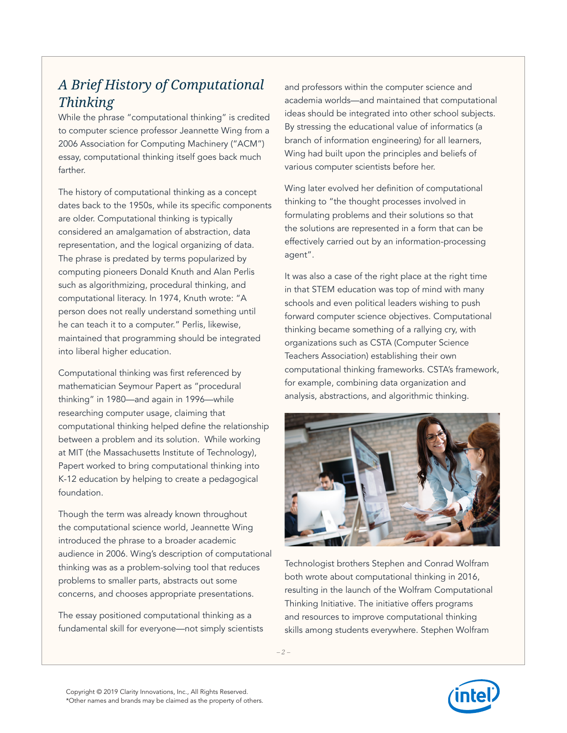## *A Brief History of Computational Thinking*

While the phrase "computational thinking" is credited to computer science professor Jeannette Wing from a 2006 Association for Computing Machinery ("ACM") essay, computational thinking itself goes back much farther.

The history of computational thinking as a concept dates back to the 1950s, while its specific components are older. Computational thinking is typically considered an amalgamation of abstraction, data representation, and the logical organizing of data. The phrase is predated by terms popularized by computing pioneers Donald Knuth and Alan Perlis such as algorithmizing, procedural thinking, and computational literacy. In 1974, Knuth wrote: "A person does not really understand something until he can teach it to a computer." Perlis, likewise, maintained that programming should be integrated into liberal higher education.

Computational thinking was first referenced by mathematician Seymour Papert as "procedural thinking" in 1980—and again in 1996—while researching computer usage, claiming that computational thinking helped define the relationship between a problem and its solution. While working at MIT (the Massachusetts Institute of Technology), Papert worked to bring computational thinking into K-12 education by helping to create a pedagogical foundation.

Though the term was already known throughout the computational science world, Jeannette Wing introduced the phrase to a broader academic audience in 2006. Wing's description of computational thinking was as a problem-solving tool that reduces problems to smaller parts, abstracts out some concerns, and chooses appropriate presentations.

The essay positioned computational thinking as a fundamental skill for everyone—not simply scientists and professors within the computer science and academia worlds—and maintained that computational ideas should be integrated into other school subjects. By stressing the educational value of informatics (a branch of information engineering) for all learners, Wing had built upon the principles and beliefs of various computer scientists before her.

Wing later evolved her definition of computational thinking to "the thought processes involved in formulating problems and their solutions so that the solutions are represented in a form that can be effectively carried out by an information-processing agent".

It was also a case of the right place at the right time in that STEM education was top of mind with many schools and even political leaders wishing to push forward computer science objectives. Computational thinking became something of a rallying cry, with organizations such as CSTA (Computer Science Teachers Association) establishing their own computational thinking frameworks. CSTA's framework, for example, combining data organization and analysis, abstractions, and algorithmic thinking.

Technologist brothers Stephen and Conrad Wolfram both wrote about computational thinking in 2016, resulting in the launch of the Wolfram Computational Thinking Initiative. The initiative offers programs and resources to improve computational thinking skills among students everywhere. Stephen Wolfram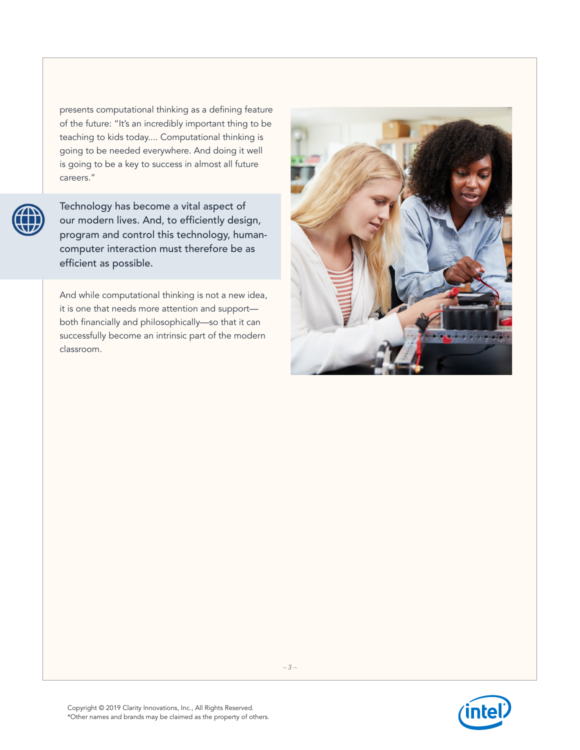presents computational thinking as a defining feature of the future: "It's an incredibly important thing to be teaching to kids today.... Computational thinking is going to be needed everywhere. And doing it well is going to be a key to success in almost all future careers."

> Technology has become a vital aspect of our modern lives. And, to efficiently design, program and control this technology, human-computer interaction must therefore be as efficient as possible.

And while computational thinking is not a new idea, it is one that needs more attention and support—both financially and philosophically—so that it can successfully become an intrinsic part of the modern classroom.

Copyright © 2019 Clarity Innovations, Inc., All Rights Reserved.
*Other names and brands may be claimed as the property of others.